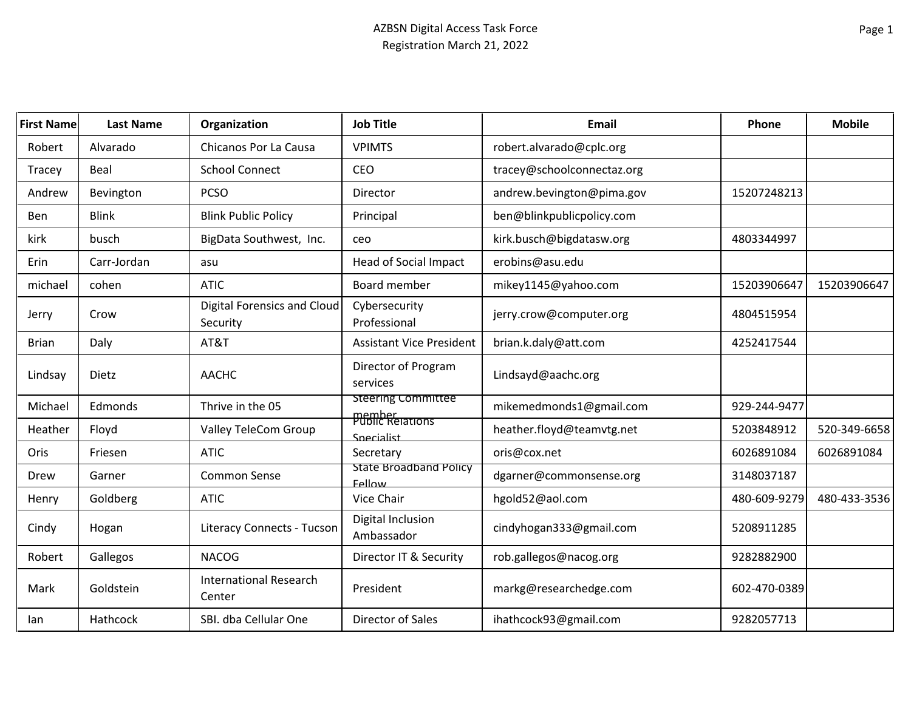AZBSN Digital Access Task Force
Registration March 21, 2022

| First Name | Last Name | Organization | Job Title | Email | Phone | Mobile |
|---|---|---|---|---|---|---|
| Robert | Alvarado | Chicanos Por La Causa | VPIMTS | robert.alvarado@cplc.org | | |
| Tracey | Beal | School Connect | CEO | tracey@schoolconnectaz.org | | |
| Andrew | Bevington | PCSO | Director | andrew.bevington@pima.gov | 15207248213 | |
| Ben | Blink | Blink Public Policy | Principal | ben@blinkpublicpolicy.com | | |
| kirk | busch | BigData Southwest, Inc. | ceo | kirk.busch@bigdatasw.org | 4803344997 | |
| Erin | Carr-Jordan | asu | Head of Social Impact | erobins@asu.edu | | |
| michael | cohen | ATIC | Board member | mikey1145@yahoo.com | 15203906647 | 15203906647 |
| Jerry | Crow | Digital Forensics and Cloud Security | Cybersecurity Professional | jerry.crow@computer.org | 4804515954 | |
| Brian | Daly | AT&T | Assistant Vice President | brian.k.daly@att.com | 4252417544 | |
| Lindsay | Dietz | AACHC | Director of Program services | Lindsayd@aachc.org | | |
| Michael | Edmonds | Thrive in the 05 | Steering Committee member | mikemedmonds1@gmail.com | 929-244-9477 | |
| Heather | Floyd | Valley TeleCom Group | Public Relations Specialist | heather.floyd@teamvtg.net | 5203848912 | 520-349-6658 |
| Oris | Friesen | ATIC | Secretary | oris@cox.net | 6026891084 | 6026891084 |
| Drew | Garner | Common Sense | State Broadband Policy Fellow | dgarner@commonsense.org | 3148037187 | |
| Henry | Goldberg | ATIC | Vice Chair | hgold52@aol.com | 480-609-9279 | 480-433-3536 |
| Cindy | Hogan | Literacy Connects - Tucson | Digital Inclusion Ambassador | cindyhogan333@gmail.com | 5208911285 | |
| Robert | Gallegos | NACOG | Director IT & Security | rob.gallegos@nacog.org | 9282882900 | |
| Mark | Goldstein | International Research Center | President | markg@researchedge.com | 602-470-0389 | |
| Ian | Hathcock | SBI. dba Cellular One | Director of Sales | ihathcock93@gmail.com | 9282057713 | |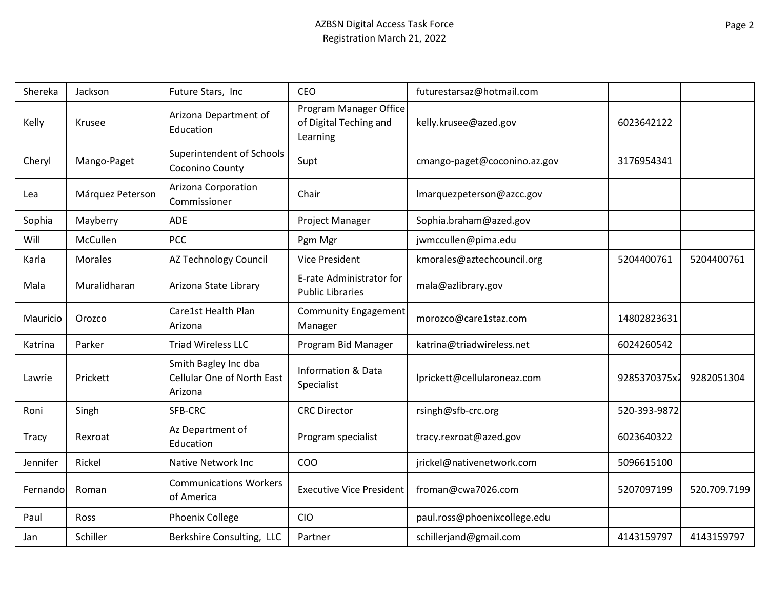AZBSN Digital Access Task Force
Registration March 21, 2022

| | | | | | | |
|---|---|---|---|---|---|---|
| Shereka | Jackson | Future Stars, Inc | CEO | futurestarsaz@hotmail.com | | |
| Kelly | Krusee | Arizona Department of Education | Program Manager Office of Digital Teching and Learning | kelly.krusee@azed.gov | 6023642122 | |
| Cheryl | Mango-Paget | Superintendent of Schools Coconino County | Supt | cmango-paget@coconino.az.gov | 3176954341 | |
| Lea | Márquez Peterson | Arizona Corporation Commissioner | Chair | lmarquezpeterson@azcc.gov | | |
| Sophia | Mayberry | ADE | Project Manager | Sophia.braham@azed.gov | | |
| Will | McCullen | PCC | Pgm Mgr | jwmccullen@pima.edu | | |
| Karla | Morales | AZ Technology Council | Vice President | kmorales@aztechcouncil.org | 5204400761 | 5204400761 |
| Mala | Muralidharan | Arizona State Library | E-rate Administrator for Public Libraries | mala@azlibrary.gov | | |
| Mauricio | Orozco | Care1st Health Plan Arizona | Community Engagement Manager | morozco@care1staz.com | 14802823631 | |
| Katrina | Parker | Triad Wireless LLC | Program Bid Manager | katrina@triadwireless.net | 6024260542 | |
| Lawrie | Prickett | Smith Bagley Inc dba Cellular One of North East Arizona | Information & Data Specialist | lprickett@cellularoneaz.com | 9285370375x2 | 9282051304 |
| Roni | Singh | SFB-CRC | CRC Director | rsingh@sfb-crc.org | 520-393-9872 | |
| Tracy | Rexroat | Az Department of Education | Program specialist | tracy.rexroat@azed.gov | 6023640322 | |
| Jennifer | Rickel | Native Network Inc | COO | jrickel@nativenetwork.com | 5096615100 | |
| Fernando | Roman | Communications Workers of America | Executive Vice President | froman@cwa7026.com | 5207097199 | 520.709.7199 |
| Paul | Ross | Phoenix College | CIO | paul.ross@phoenixcollege.edu | | |
| Jan | Schiller | Berkshire Consulting, LLC | Partner | schillerjand@gmail.com | 4143159797 | 4143159797 |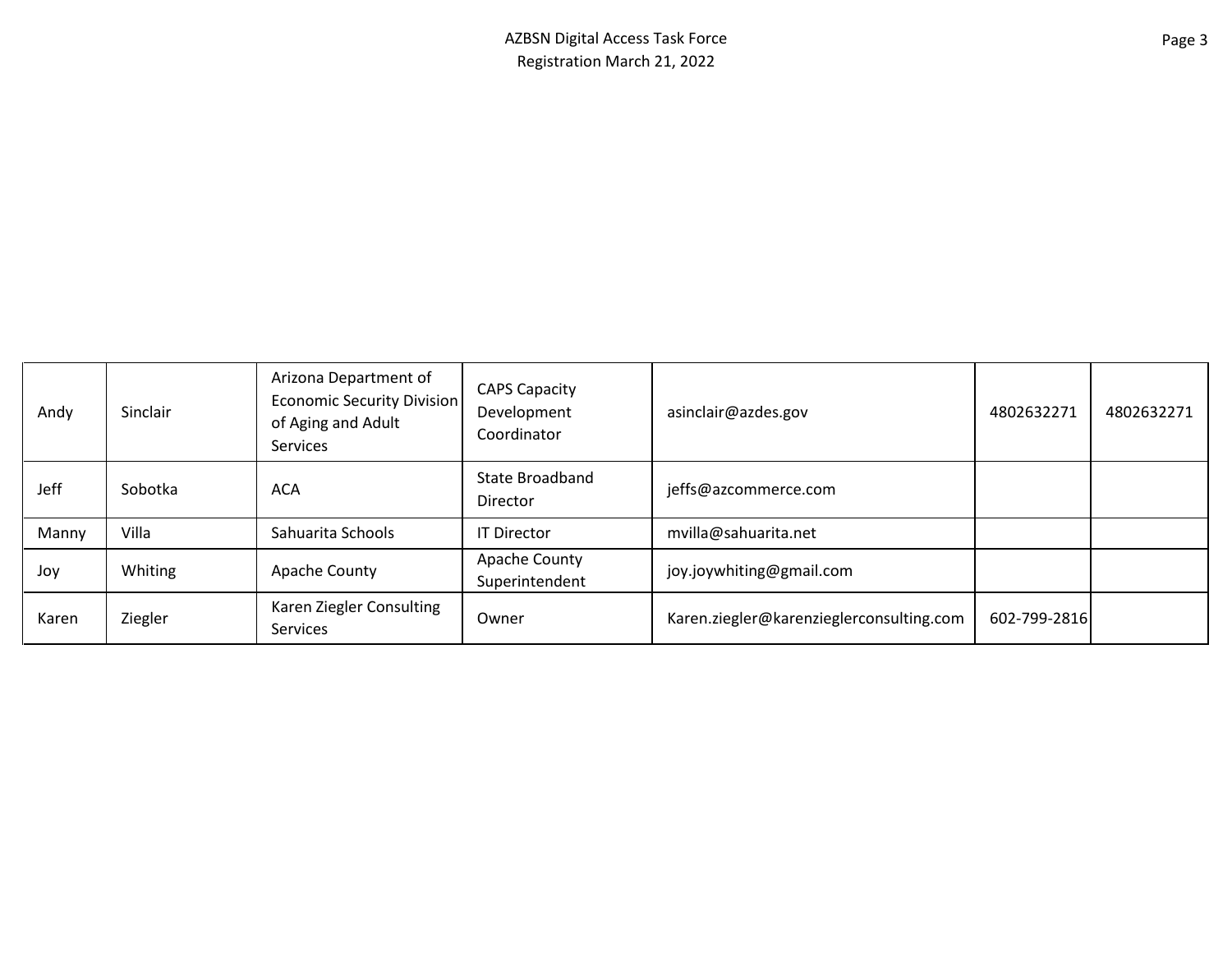| | | | | | | |
|---|---|---|---|---|---|---|
| Andy | Sinclair | Arizona Department of Economic Security Division of Aging and Adult Services | CAPS Capacity Development Coordinator | asinclair@azdes.gov | 4802632271 | 4802632271 |
| Jeff | Sobotka | ACA | State Broadband Director | jeffs@azcommerce.com | | |
| Manny | Villa | Sahuarita Schools | IT Director | mvilla@sahuarita.net | | |
| Joy | Whiting | Apache County | Apache County Superintendent | joy.joywhiting@gmail.com | | |
| Karen | Ziegler | Karen Ziegler Consulting Services | Owner | Karen.ziegler@karenzieglerconsulting.com | 602-799-2816 | |